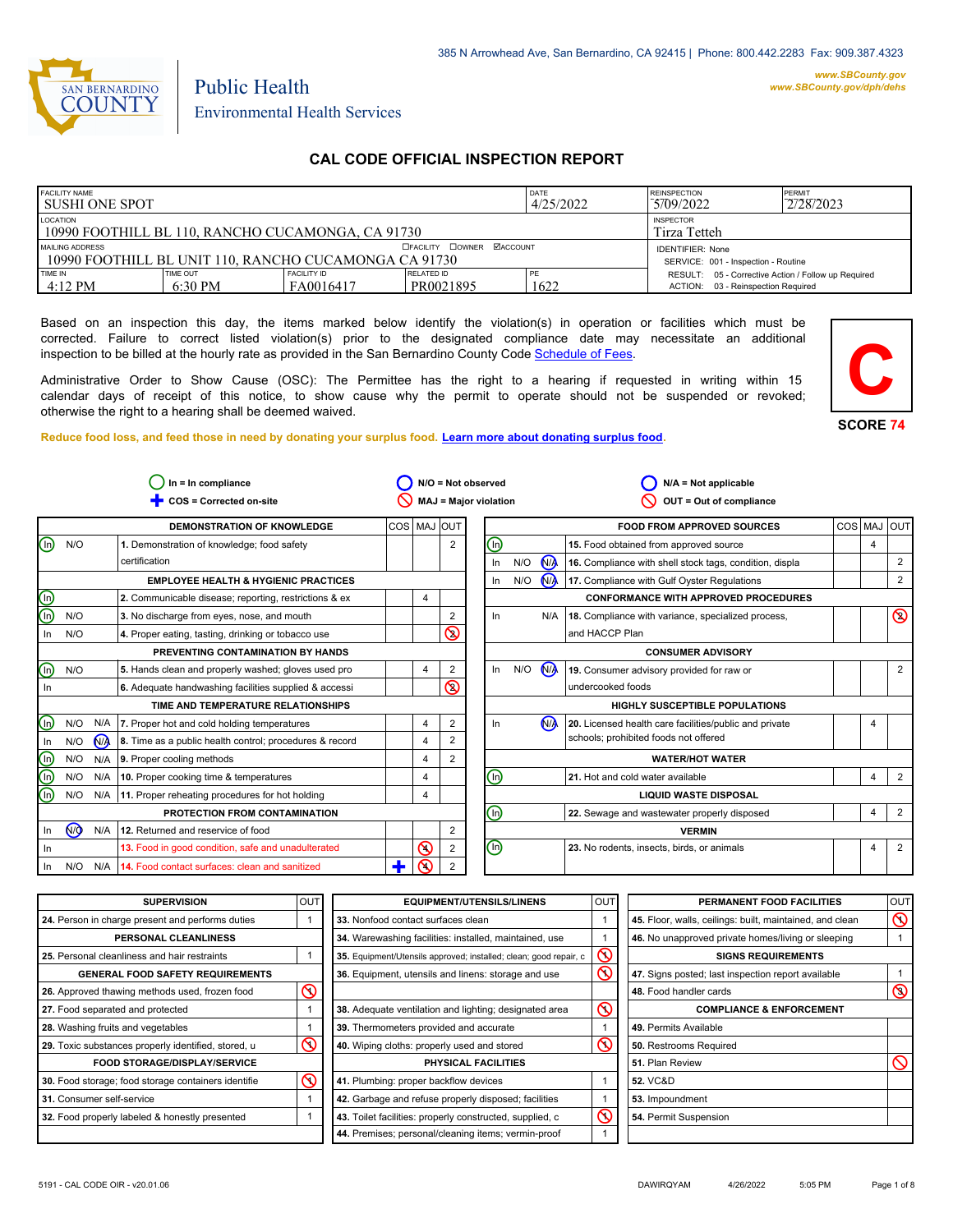385 N Arrowhead Ave, San Bernardino, CA 92415 | Phone: 800.442.2283 Fax: 909.387.4323

www.SBCounty.gov
www.SBCounty.gov/dph/dehs

SAN BERNARDINO COUNTY

Public Health
Environmental Health Services

# CAL CODE OFFICIAL INSPECTION REPORT

| FACILITY NAME | | | | DATE | REINSPECTION | PERMIT |
|---|---|---|---|---|---|---|
| SUSHI ONE SPOT | | | | 4/25/2022 | 5/09/2022 | 2/28/2023 |
| LOCATION | | | | | INSPECTOR | |
| 10990 FOOTHILL BL 110, RANCHO CUCAMONGA, CA 91730 | | | | | Tirza Tetteh | |
| MAILING ADDRESS ☐FACILITY ☐OWNER ☑ACCOUNT | | | | | IDENTIFIER: None | |
| 10990 FOOTHILL BL UNIT 110, RANCHO CUCAMONGA CA 91730 | | | | | SERVICE: 001 - Inspection - Routine | |
| TIME IN | TIME OUT | FACILITY ID | RELATED ID | PE | RESULT: 05 - Corrective Action / Follow up Required | |
| 4:12 PM | 6:30 PM | FA0016417 | PR0021895 | 1622 | ACTION: 03 - Reinspection Required | |

Based on an inspection this day, the items marked below identify the violation(s) in operation or facilities which must be corrected. Failure to correct listed violation(s) prior to the designated compliance date may necessitate an additional inspection to be billed at the hourly rate as provided in the San Bernardino County Code Schedule of Fees.

Administrative Order to Show Cause (OSC): The Permittee has the right to a hearing if requested in writing within 15 calendar days of receipt of this notice, to show cause why the permit to operate should not be suspended or revoked; otherwise the right to a hearing shall be deemed waived.

**C**

**SCORE 74**

Reduce food loss, and feed those in need by donating your surplus food. Learn more about donating surplus food.

In = In compliance | N/O = Not observed | N/A = Not applicable
COS = Corrected on-site | MAJ = Major violation | OUT = Out of compliance

| Status | | | DEMONSTRATION OF KNOWLEDGE | COS | MAJ | OUT |
|---|---|---|---|---|---|---|
| **In** | N/O | | 1. Demonstration of knowledge; food safety certification | | | 2 |
| | | | **EMPLOYEE HEALTH & HYGIENIC PRACTICES** | | | |
| **In** | | | 2. Communicable disease; reporting, restrictions & ex | | 4 | |
| **In** | N/O | | 3. No discharge from eyes, nose, and mouth | | | 2 |
| In | N/O | | 4. Proper eating, tasting, drinking or tobacco use | | | **2 (OUT)** |
| | | | **PREVENTING CONTAMINATION BY HANDS** | | | |
| **In** | N/O | | 5. Hands clean and properly washed; gloves used pro | | 4 | 2 |
| In | | | 6. Adequate handwashing facilities supplied & accessi | | | **2 (OUT)** |
| | | | **TIME AND TEMPERATURE RELATIONSHIPS** | | | |
| **In** | N/O | N/A | 7. Proper hot and cold holding temperatures | | 4 | 2 |
| In | N/O | **N/A** | 8. Time as a public health control; procedures & record | | 4 | 2 |
| **In** | N/O | N/A | 9. Proper cooling methods | | 4 | 2 |
| **In** | N/O | N/A | 10. Proper cooking time & temperatures | | 4 | |
| **In** | N/O | N/A | 11. Proper reheating procedures for hot holding | | 4 | |
| | | | **PROTECTION FROM CONTAMINATION** | | | |
| In | **N/O** | N/A | 12. Returned and reservice of food | | | 2 |
| In | | | 13. Food in good condition, safe and unadulterated | | **4 (MAJ)** | 2 |
| In | N/O | N/A | 14. Food contact surfaces: clean and sanitized | **COS** | **4 (MAJ)** | 2 |

| Status | | | FOOD FROM APPROVED SOURCES | COS | MAJ | OUT |
|---|---|---|---|---|---|---|
| **In** | | | 15. Food obtained from approved source | | 4 | |
| In | N/O | **N/A** | 16. Compliance with shell stock tags, condition, displa | | | 2 |
| In | N/O | **N/A** | 17. Compliance with Gulf Oyster Regulations | | | 2 |
| | | | **CONFORMANCE WITH APPROVED PROCEDURES** | | | |
| In | | N/A | 18. Compliance with variance, specialized process, and HACCP Plan | | | **2 (OUT)** |
| | | | **CONSUMER ADVISORY** | | | |
| In | N/O | **N/A** | 19. Consumer advisory provided for raw or undercooked foods | | | 2 |
| | | | **HIGHLY SUSCEPTIBLE POPULATIONS** | | | |
| In | | **N/A** | 20. Licensed health care facilities/public and private schools; prohibited foods not offered | | 4 | |
| | | | **WATER/HOT WATER** | | | |
| **In** | | | 21. Hot and cold water available | | 4 | 2 |
| | | | **LIQUID WASTE DISPOSAL** | | | |
| **In** | | | 22. Sewage and wastewater properly disposed | | 4 | 2 |
| | | | **VERMIN** | | | |
| **In** | | | 23. No rodents, insects, birds, or animals | | 4 | 2 |

| SUPERVISION | OUT |
|---|---|
| 24. Person in charge present and performs duties | 1 |
| **PERSONAL CLEANLINESS** | |
| 25. Personal cleanliness and hair restraints | 1 |
| **GENERAL FOOD SAFETY REQUIREMENTS** | |
| 26. Approved thawing methods used, frozen food | **OUT** |
| 27. Food separated and protected | 1 |
| 28. Washing fruits and vegetables | 1 |
| 29. Toxic substances properly identified, stored, u | **OUT** |
| **FOOD STORAGE/DISPLAY/SERVICE** | |
| 30. Food storage; food storage containers identifie | **OUT** |
| 31. Consumer self-service | 1 |
| 32. Food properly labeled & honestly presented | 1 |

| EQUIPMENT/UTENSILS/LINENS | OUT |
|---|---|
| 33. Nonfood contact surfaces clean | 1 |
| 34. Warewashing facilities: installed, maintained, use | 1 |
| 35. Equipment/Utensils approved; installed; clean; good repair, c | **OUT** |
| 36. Equipment, utensils and linens: storage and use | **OUT** |
| 38. Adequate ventilation and lighting; designated area | **OUT** |
| 39. Thermometers provided and accurate | 1 |
| 40. Wiping cloths: properly used and stored | **OUT** |
| **PHYSICAL FACILITIES** | |
| 41. Plumbing: proper backflow devices | 1 |
| 42. Garbage and refuse properly disposed; facilities | 1 |
| 43. Toilet facilities: properly constructed, supplied, c | **OUT** |
| 44. Premises; personal/cleaning items; vermin-proof | 1 |

| PERMANENT FOOD FACILITIES | OUT |
|---|---|
| 45. Floor, walls, ceilings: built, maintained, and clean | **OUT** |
| 46. No unapproved private homes/living or sleeping | 1 |
| **SIGNS REQUIREMENTS** | |
| 47. Signs posted; last inspection report available | 1 |
| 48. Food handler cards | **3 (OUT)** |
| **COMPLIANCE & ENFORCEMENT** | |
| 49. Permits Available | |
| 50. Restrooms Required | |
| 51. Plan Review | **OUT** |
| 52. VC&D | |
| 53. Impoundment | |
| 54. Permit Suspension | |

5191 - CAL CODE OIR - v20.01.06 DAWIRQYAM 4/26/2022 5:05 PM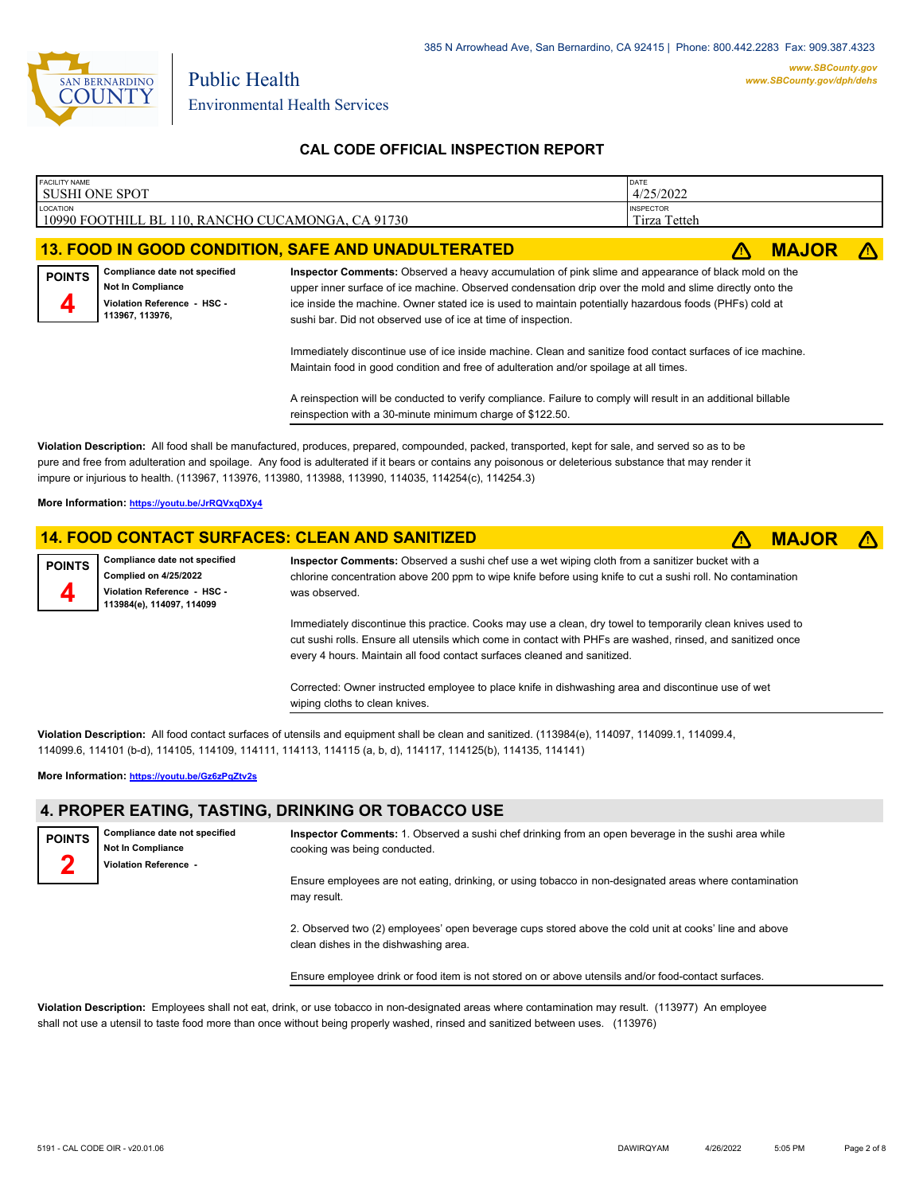## CAL CODE OFFICIAL INSPECTION REPORT

| FACILITY NAME | DATE |
|---|---|
| SUSHI ONE SPOT | 4/25/2022 |
| **LOCATION** | **INSPECTOR** |
| 10990 FOOTHILL BL 110, RANCHO CUCAMONGA, CA 91730 | Tirza Tetteh |

## 13. FOOD IN GOOD CONDITION, SAFE AND UNADULTERATED ⚠ MAJOR ⚠

**POINTS 4**

**Compliance date not specified**
**Not In Compliance**
**Violation Reference - HSC - 113967, 113976,**

**Inspector Comments:** Observed a heavy accumulation of pink slime and appearance of black mold on the upper inner surface of ice machine. Observed condensation drip over the mold and slime directly onto the ice inside the machine. Owner stated ice is used to maintain potentially hazardous foods (PHFs) cold at sushi bar. Did not observed use of ice at time of inspection.

Immediately discontinue use of ice inside machine. Clean and sanitize food contact surfaces of ice machine. Maintain food in good condition and free of adulteration and/or spoilage at all times.

A reinspection will be conducted to verify compliance. Failure to comply will result in an additional billable reinspection with a 30-minute minimum charge of $122.50.

**Violation Description:** All food shall be manufactured, produces, prepared, compounded, packed, transported, kept for sale, and served so as to be pure and free from adulteration and spoilage. Any food is adulterated if it bears or contains any poisonous or deleterious substance that may render it impure or injurious to health. (113967, 113976, 113980, 113988, 113990, 114035, 114254(c), 114254.3)

**More Information:** https://youtu.be/JrRQVxqDXy4

## 14. FOOD CONTACT SURFACES: CLEAN AND SANITIZED ⚠ MAJOR ⚠

**POINTS 4**

**Compliance date not specified**
**Complied on 4/25/2022**
**Violation Reference - HSC - 113984(e), 114097, 114099**

**Inspector Comments:** Observed a sushi chef use a wet wiping cloth from a sanitizer bucket with a chlorine concentration above 200 ppm to wipe knife before using knife to cut a sushi roll. No contamination was observed.

Immediately discontinue this practice. Cooks may use a clean, dry towel to temporarily clean knives used to cut sushi rolls. Ensure all utensils which come in contact with PHFs are washed, rinsed, and sanitized once every 4 hours. Maintain all food contact surfaces cleaned and sanitized.

Corrected: Owner instructed employee to place knife in dishwashing area and discontinue use of wet wiping cloths to clean knives.

**Violation Description:** All food contact surfaces of utensils and equipment shall be clean and sanitized. (113984(e), 114097, 114099.1, 114099.4, 114099.6, 114101 (b-d), 114105, 114109, 114111, 114113, 114115 (a, b, d), 114117, 114125(b), 114135, 114141)

**More Information:** https://youtu.be/Gz6zPqZtv2s

## 4. PROPER EATING, TASTING, DRINKING OR TOBACCO USE

**POINTS 2**

**Compliance date not specified**
**Not In Compliance**
**Violation Reference -**

**Inspector Comments:** 1. Observed a sushi chef drinking from an open beverage in the sushi area while cooking was being conducted.

Ensure employees are not eating, drinking, or using tobacco in non-designated areas where contamination may result.

2. Observed two (2) employees' open beverage cups stored above the cold unit at cooks' line and above clean dishes in the dishwashing area.

Ensure employee drink or food item is not stored on or above utensils and/or food-contact surfaces.

**Violation Description:** Employees shall not eat, drink, or use tobacco in non-designated areas where contamination may result. (113977) An employee shall not use a utensil to taste food more than once without being properly washed, rinsed and sanitized between uses. (113976)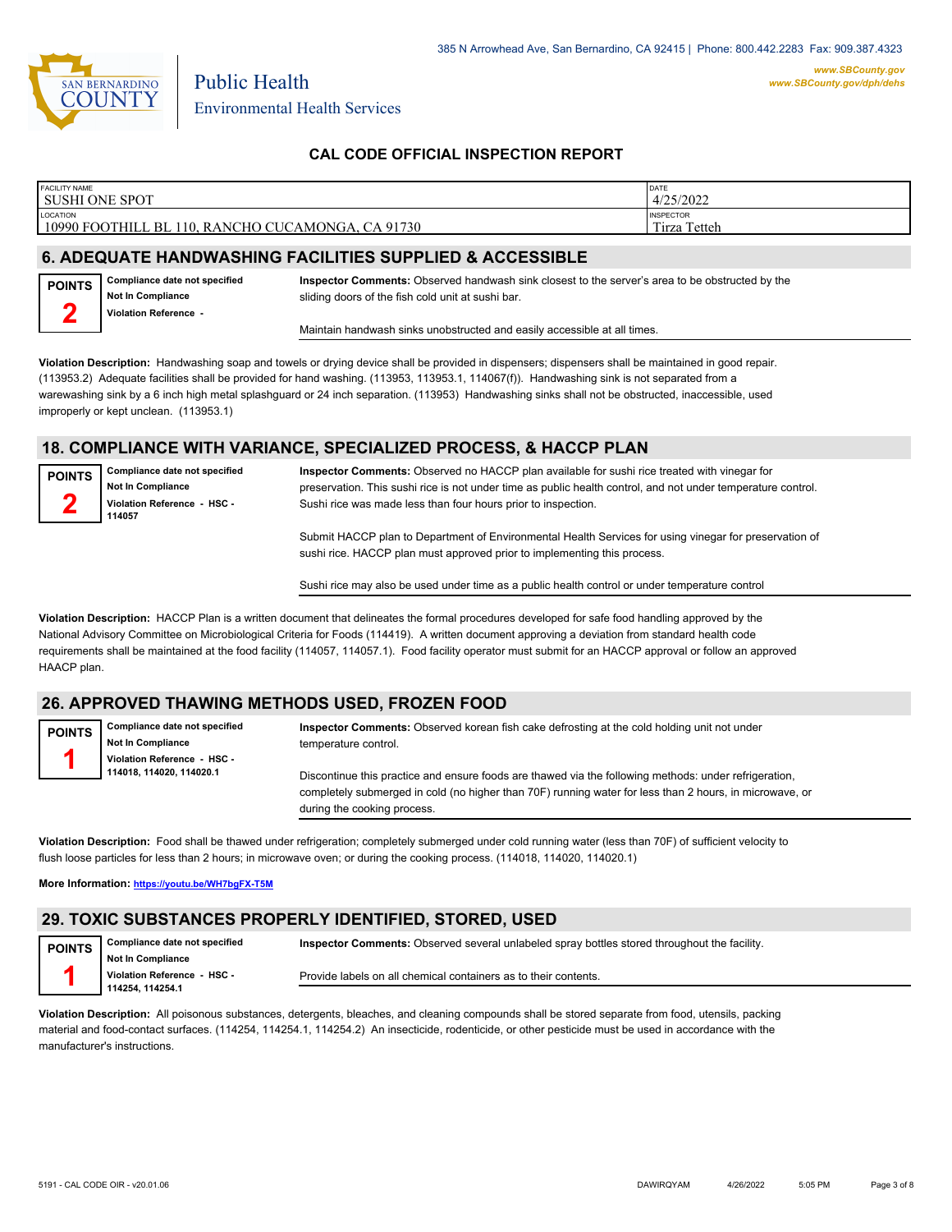385 N Arrowhead Ave, San Bernardino, CA 92415 | Phone: 800.442.2283 Fax: 909.387.4323

Public Health
Environmental Health Services

www.SBCounty.gov
www.SBCounty.gov/dph/dehs

## CAL CODE OFFICIAL INSPECTION REPORT

| FACILITY NAME | DATE |
|---|---|
| SUSHI ONE SPOT | 4/25/2022 |
| **LOCATION** | **INSPECTOR** |
| 10990 FOOTHILL BL 110, RANCHO CUCAMONGA, CA 91730 | Tirza Tetteh |

## 6. ADEQUATE HANDWASHING FACILITIES SUPPLIED & ACCESSIBLE

**POINTS 2**

**Compliance date not specified**
**Not In Compliance**
**Violation Reference -**

**Inspector Comments:** Observed handwash sink closest to the server's area to be obstructed by the sliding doors of the fish cold unit at sushi bar.

Maintain handwash sinks unobstructed and easily accessible at all times.

**Violation Description:** Handwashing soap and towels or drying device shall be provided in dispensers; dispensers shall be maintained in good repair. (113953.2) Adequate facilities shall be provided for hand washing. (113953, 113953.1, 114067(f)). Handwashing sink is not separated from a warewashing sink by a 6 inch high metal splashguard or 24 inch separation. (113953) Handwashing sinks shall not be obstructed, inaccessible, used improperly or kept unclean. (113953.1)

## 18. COMPLIANCE WITH VARIANCE, SPECIALIZED PROCESS, & HACCP PLAN

**POINTS 2**

**Compliance date not specified**
**Not In Compliance**
**Violation Reference - HSC - 114057**

**Inspector Comments:** Observed no HACCP plan available for sushi rice treated with vinegar for preservation. This sushi rice is not under time as public health control, and not under temperature control. Sushi rice was made less than four hours prior to inspection.

Submit HACCP plan to Department of Environmental Health Services for using vinegar for preservation of sushi rice. HACCP plan must approved prior to implementing this process.

Sushi rice may also be used under time as a public health control or under temperature control

**Violation Description:** HACCP Plan is a written document that delineates the formal procedures developed for safe food handling approved by the National Advisory Committee on Microbiological Criteria for Foods (114419). A written document approving a deviation from standard health code requirements shall be maintained at the food facility (114057, 114057.1). Food facility operator must submit for an HACCP approval or follow an approved HAACP plan.

## 26. APPROVED THAWING METHODS USED, FROZEN FOOD

**POINTS 1**

**Compliance date not specified**
**Not In Compliance**
**Violation Reference - HSC - 114018, 114020, 114020.1**

**Inspector Comments:** Observed korean fish cake defrosting at the cold holding unit not under temperature control.

Discontinue this practice and ensure foods are thawed via the following methods: under refrigeration, completely submerged in cold (no higher than 70F) running water for less than 2 hours, in microwave, or during the cooking process.

**Violation Description:** Food shall be thawed under refrigeration; completely submerged under cold running water (less than 70F) of sufficient velocity to flush loose particles for less than 2 hours; in microwave oven; or during the cooking process. (114018, 114020, 114020.1)

**More Information:** https://youtu.be/WH7bgFX-T5M

## 29. TOXIC SUBSTANCES PROPERLY IDENTIFIED, STORED, USED

**POINTS 1**

**Compliance date not specified**
**Not In Compliance**
**Violation Reference - HSC - 114254, 114254.1**

**Inspector Comments:** Observed several unlabeled spray bottles stored throughout the facility.

Provide labels on all chemical containers as to their contents.

**Violation Description:** All poisonous substances, detergents, bleaches, and cleaning compounds shall be stored separate from food, utensils, packing material and food-contact surfaces. (114254, 114254.1, 114254.2) An insecticide, rodenticide, or other pesticide must be used in accordance with the manufacturer's instructions.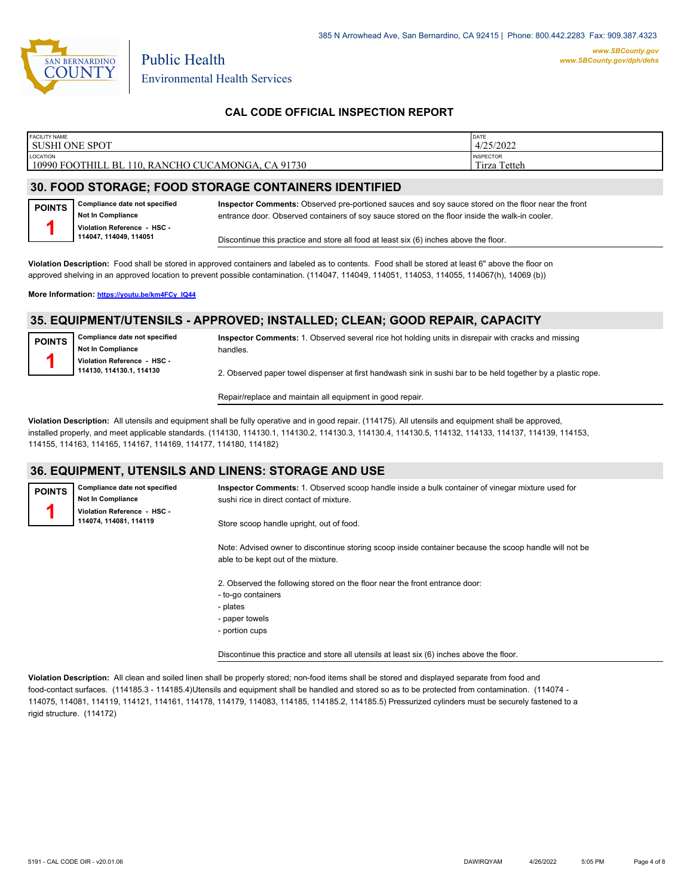385 N Arrowhead Ave, San Bernardino, CA 92415 | Phone: 800.442.2283 Fax: 909.387.4323

www.SBCounty.gov
www.SBCounty.gov/dph/dehs

Public Health
Environmental Health Services

## CAL CODE OFFICIAL INSPECTION REPORT

| FACILITY NAME | DATE |
|---|---|
| SUSHI ONE SPOT | 4/25/2022 |
| **LOCATION** | **INSPECTOR** |
| 10990 FOOTHILL BL 110, RANCHO CUCAMONGA, CA 91730 | Tirza Tetteh |

## 30. FOOD STORAGE; FOOD STORAGE CONTAINERS IDENTIFIED

**POINTS** 1

**Compliance date not specified**
**Not In Compliance**
**Violation Reference - HSC - 114047, 114049, 114051**

**Inspector Comments:** Observed pre-portioned sauces and soy sauce stored on the floor near the front entrance door. Observed containers of soy sauce stored on the floor inside the walk-in cooler.

Discontinue this practice and store all food at least six (6) inches above the floor.

**Violation Description:** Food shall be stored in approved containers and labeled as to contents. Food shall be stored at least 6" above the floor on approved shelving in an approved location to prevent possible contamination. (114047, 114049, 114051, 114053, 114055, 114067(h), 14069 (b))

**More Information:** https://youtu.be/km4FCy_IQ44

## 35. EQUIPMENT/UTENSILS - APPROVED; INSTALLED; CLEAN; GOOD REPAIR, CAPACITY

**POINTS** 1

**Compliance date not specified**
**Not In Compliance**
**Violation Reference - HSC - 114130, 114130.1, 114130**

**Inspector Comments:** 1. Observed several rice hot holding units in disrepair with cracks and missing handles.

2. Observed paper towel dispenser at first handwash sink in sushi bar to be held together by a plastic rope.

Repair/replace and maintain all equipment in good repair.

**Violation Description:** All utensils and equipment shall be fully operative and in good repair. (114175). All utensils and equipment shall be approved, installed properly, and meet applicable standards. (114130, 114130.1, 114130.2, 114130.3, 114130.4, 114130.5, 114132, 114133, 114137, 114139, 114153, 114155, 114163, 114165, 114167, 114169, 114177, 114180, 114182)

## 36. EQUIPMENT, UTENSILS AND LINENS: STORAGE AND USE

**POINTS** 1

**Compliance date not specified**
**Not In Compliance**
**Violation Reference - HSC - 114074, 114081, 114119**

**Inspector Comments:** 1. Observed scoop handle inside a bulk container of vinegar mixture used for sushi rice in direct contact of mixture.

Store scoop handle upright, out of food.

Note: Advised owner to discontinue storing scoop inside container because the scoop handle will not be able to be kept out of the mixture.

2. Observed the following stored on the floor near the front entrance door:
- to-go containers
- plates
- paper towels
- portion cups

Discontinue this practice and store all utensils at least six (6) inches above the floor.

**Violation Description:** All clean and soiled linen shall be properly stored; non-food items shall be stored and displayed separate from food and food-contact surfaces. (114185.3 - 114185.4)Utensils and equipment shall be handled and stored so as to be protected from contamination. (114074 - 114075, 114081, 114119, 114121, 114161, 114178, 114179, 114083, 114185, 114185.2, 114185.5) Pressurized cylinders must be securely fastened to a rigid structure. (114172)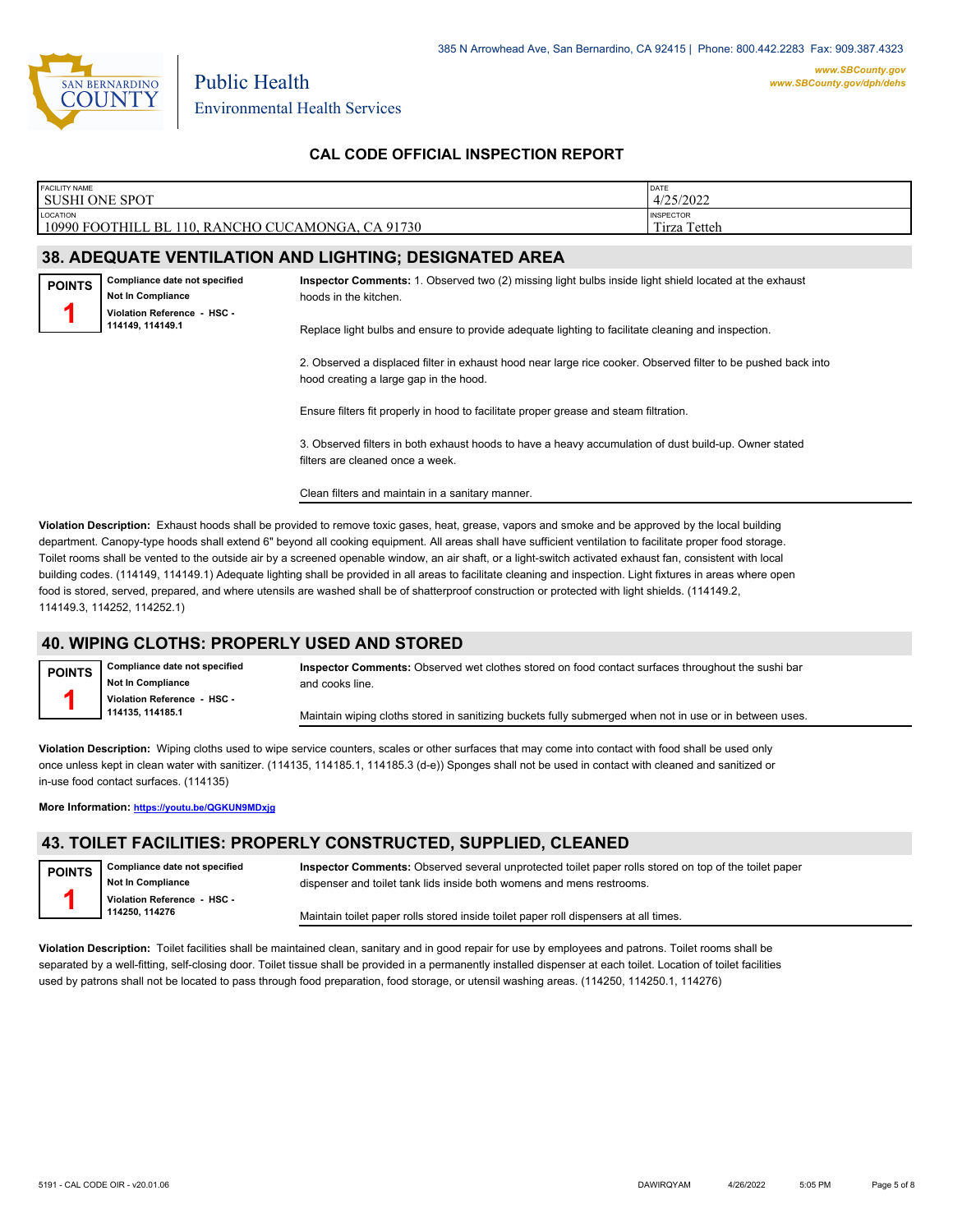385 N Arrowhead Ave, San Bernardino, CA 92415 | Phone: 800.442.2283 Fax: 909.387.4323

www.SBCounty.gov
www.SBCounty.gov/dph/dehs

Public Health
Environmental Health Services

## CAL CODE OFFICIAL INSPECTION REPORT

| FACILITY NAME | DATE |
|---|---|
| SUSHI ONE SPOT | 4/25/2022 |
| **LOCATION** | **INSPECTOR** |
| 10990 FOOTHILL BL 110, RANCHO CUCAMONGA, CA 91730 | Tirza Tetteh |

### 38. ADEQUATE VENTILATION AND LIGHTING; DESIGNATED AREA

**POINTS** 1

**Compliance date not specified**
**Not In Compliance**
**Violation Reference - HSC - 114149, 114149.1**

**Inspector Comments:** 1. Observed two (2) missing light bulbs inside light shield located at the exhaust hoods in the kitchen.

Replace light bulbs and ensure to provide adequate lighting to facilitate cleaning and inspection.

2. Observed a displaced filter in exhaust hood near large rice cooker. Observed filter to be pushed back into hood creating a large gap in the hood.

Ensure filters fit properly in hood to facilitate proper grease and steam filtration.

3. Observed filters in both exhaust hoods to have a heavy accumulation of dust build-up. Owner stated filters are cleaned once a week.

Clean filters and maintain in a sanitary manner.

**Violation Description:** Exhaust hoods shall be provided to remove toxic gases, heat, grease, vapors and smoke and be approved by the local building department. Canopy-type hoods shall extend 6" beyond all cooking equipment. All areas shall have sufficient ventilation to facilitate proper food storage. Toilet rooms shall be vented to the outside air by a screened openable window, an air shaft, or a light-switch activated exhaust fan, consistent with local building codes. (114149, 114149.1) Adequate lighting shall be provided in all areas to facilitate cleaning and inspection. Light fixtures in areas where open food is stored, served, prepared, and where utensils are washed shall be of shatterproof construction or protected with light shields. (114149.2, 114149.3, 114252, 114252.1)

### 40. WIPING CLOTHS: PROPERLY USED AND STORED

**POINTS** 1

**Compliance date not specified**
**Not In Compliance**
**Violation Reference - HSC - 114135, 114185.1**

**Inspector Comments:** Observed wet clothes stored on food contact surfaces throughout the sushi bar and cooks line.

Maintain wiping cloths stored in sanitizing buckets fully submerged when not in use or in between uses.

**Violation Description:** Wiping cloths used to wipe service counters, scales or other surfaces that may come into contact with food shall be used only once unless kept in clean water with sanitizer. (114135, 114185.1, 114185.3 (d-e)) Sponges shall not be used in contact with cleaned and sanitized or in-use food contact surfaces. (114135)

**More Information:** https://youtu.be/QGKUN9MDxjg

### 43. TOILET FACILITIES: PROPERLY CONSTRUCTED, SUPPLIED, CLEANED

**POINTS** 1

**Compliance date not specified**
**Not In Compliance**
**Violation Reference - HSC - 114250, 114276**

**Inspector Comments:** Observed several unprotected toilet paper rolls stored on top of the toilet paper dispenser and toilet tank lids inside both womens and mens restrooms.

Maintain toilet paper rolls stored inside toilet paper roll dispensers at all times.

**Violation Description:** Toilet facilities shall be maintained clean, sanitary and in good repair for use by employees and patrons. Toilet rooms shall be separated by a well-fitting, self-closing door. Toilet tissue shall be provided in a permanently installed dispenser at each toilet. Location of toilet facilities used by patrons shall not be located to pass through food preparation, food storage, or utensil washing areas. (114250, 114250.1, 114276)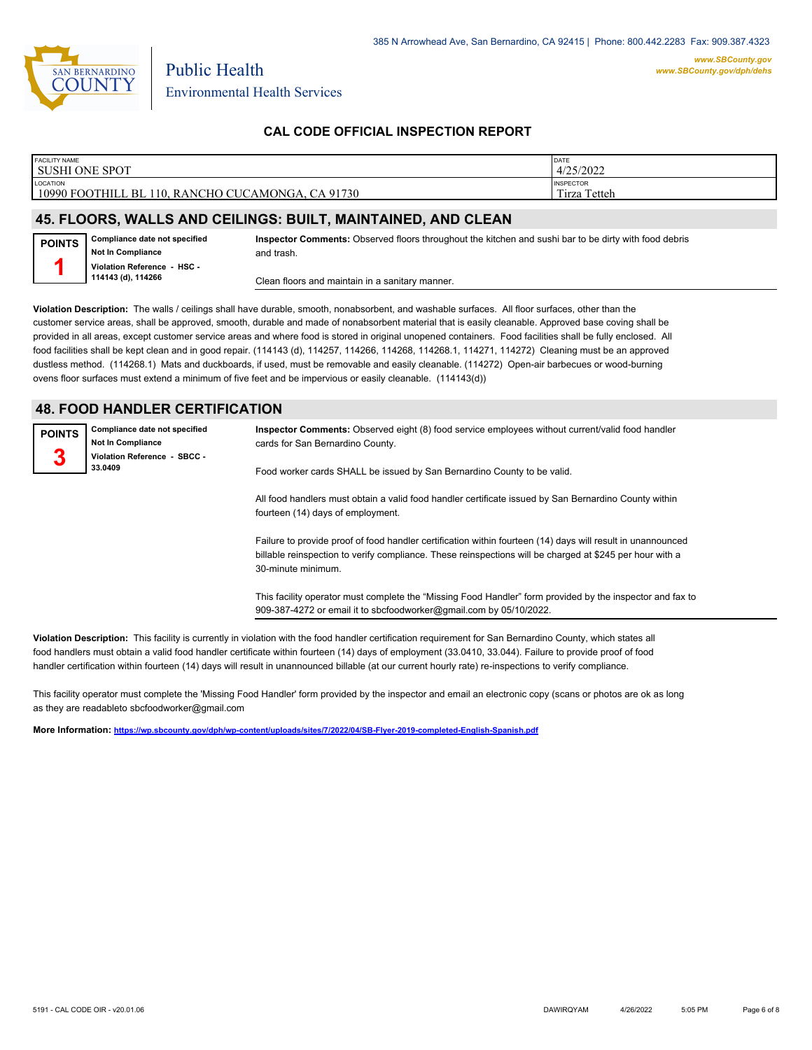385 N Arrowhead Ave, San Bernardino, CA 92415 | Phone: 800.442.2283 Fax: 909.387.4323

www.SBCounty.gov
www.SBCounty.gov/dph/dehs

Public Health
Environmental Health Services

## CAL CODE OFFICIAL INSPECTION REPORT

| FACILITY NAME | DATE |
|---|---|
| SUSHI ONE SPOT | 4/25/2022 |
| LOCATION | INSPECTOR |
| 10990 FOOTHILL BL 110, RANCHO CUCAMONGA, CA 91730 | Tirza Tetteh |

## 45. FLOORS, WALLS AND CEILINGS: BUILT, MAINTAINED, AND CLEAN

**POINTS** **1**

**Compliance date not specified**
**Not In Compliance**
**Violation Reference - HSC - 114143 (d), 114266**

**Inspector Comments:** Observed floors throughout the kitchen and sushi bar to be dirty with food debris and trash.

Clean floors and maintain in a sanitary manner.

**Violation Description:** The walls / ceilings shall have durable, smooth, nonabsorbent, and washable surfaces. All floor surfaces, other than the customer service areas, shall be approved, smooth, durable and made of nonabsorbent material that is easily cleanable. Approved base coving shall be provided in all areas, except customer service areas and where food is stored in original unopened containers. Food facilities shall be fully enclosed. All food facilities shall be kept clean and in good repair. (114143 (d), 114257, 114266, 114268, 114268.1, 114271, 114272) Cleaning must be an approved dustless method. (114268.1) Mats and duckboards, if used, must be removable and easily cleanable. (114272) Open-air barbecues or wood-burning ovens floor surfaces must extend a minimum of five feet and be impervious or easily cleanable. (114143(d))

## 48. FOOD HANDLER CERTIFICATION

**POINTS** **3**

**Compliance date not specified**
**Not In Compliance**
**Violation Reference - SBCC - 33.0409**

**Inspector Comments:** Observed eight (8) food service employees without current/valid food handler cards for San Bernardino County.

Food worker cards SHALL be issued by San Bernardino County to be valid.

All food handlers must obtain a valid food handler certificate issued by San Bernardino County within fourteen (14) days of employment.

Failure to provide proof of food handler certification within fourteen (14) days will result in unannounced billable reinspection to verify compliance. These reinspections will be charged at $245 per hour with a 30-minute minimum.

This facility operator must complete the "Missing Food Handler" form provided by the inspector and fax to 909-387-4272 or email it to sbcfoodworker@gmail.com by 05/10/2022.

**Violation Description:** This facility is currently in violation with the food handler certification requirement for San Bernardino County, which states all food handlers must obtain a valid food handler certificate within fourteen (14) days of employment (33.0410, 33.044). Failure to provide proof of food handler certification within fourteen (14) days will result in unannounced billable (at our current hourly rate) re-inspections to verify compliance.

This facility operator must complete the 'Missing Food Handler' form provided by the inspector and email an electronic copy (scans or photos are ok as long as they are readableto sbcfoodworker@gmail.com

**More Information:** https://wp.sbcounty.gov/dph/wp-content/uploads/sites/7/2022/04/SB-Flyer-2019-completed-English-Spanish.pdf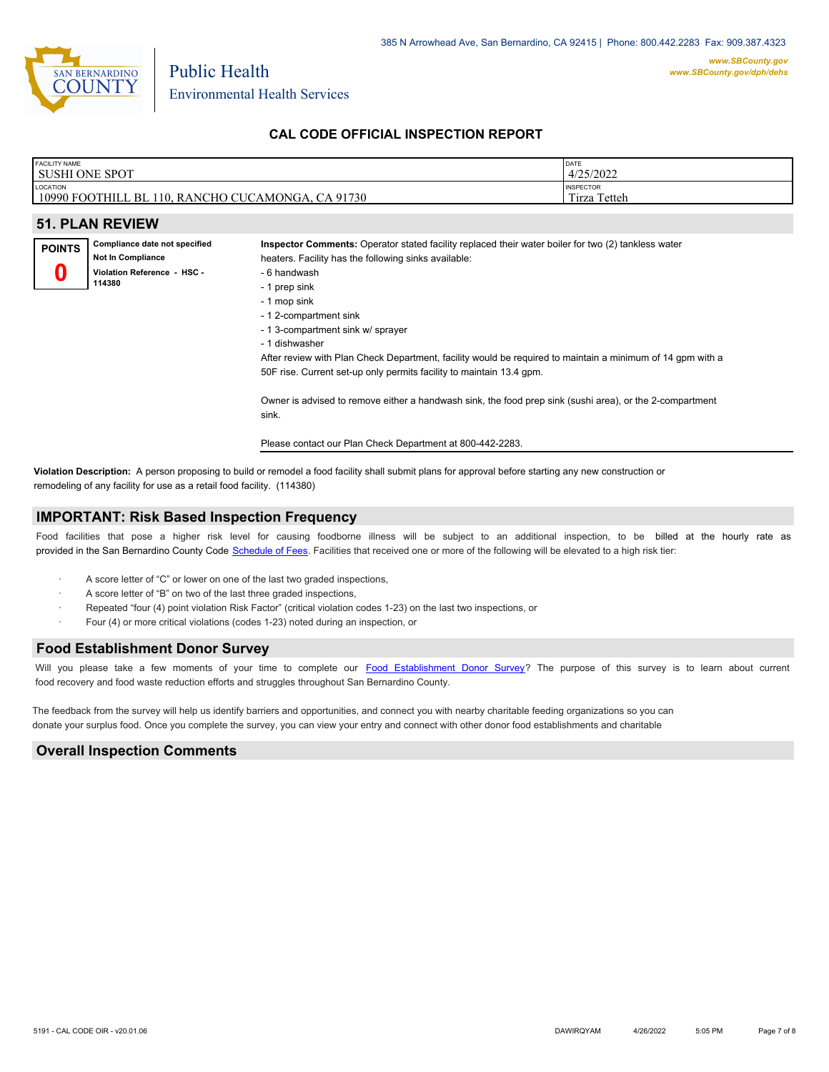## CAL CODE OFFICIAL INSPECTION REPORT

| FACILITY NAME | DATE |
|---|---|
| SUSHI ONE SPOT | 4/25/2022 |
| **LOCATION** | **INSPECTOR** |
| 10990 FOOTHILL BL 110, RANCHO CUCAMONGA, CA 91730 | Tirza Tetteh |

## 51. PLAN REVIEW

**POINTS**
**0**

**Compliance date not specified**
**Not In Compliance**
**Violation Reference - HSC - 114380**

**Inspector Comments:** Operator stated facility replaced their water boiler for two (2) tankless water heaters. Facility has the following sinks available:
- 6 handwash
- 1 prep sink
- 1 mop sink
- 1 2-compartment sink
- 1 3-compartment sink w/ sprayer
- 1 dishwasher

After review with Plan Check Department, facility would be required to maintain a minimum of 14 gpm with a 50F rise. Current set-up only permits facility to maintain 13.4 gpm.

Owner is advised to remove either a handwash sink, the food prep sink (sushi area), or the 2-compartment sink.

Please contact our Plan Check Department at 800-442-2283.

**Violation Description:** A person proposing to build or remodel a food facility shall submit plans for approval before starting any new construction or remodeling of any facility for use as a retail food facility. (114380)

## IMPORTANT: Risk Based Inspection Frequency

Food facilities that pose a higher risk level for causing foodborne illness will be subject to an additional inspection, to be billed at the hourly rate as provided in the San Bernardino County Code Schedule of Fees. Facilities that received one or more of the following will be elevated to a high risk tier:

- A score letter of "C" or lower on one of the last two graded inspections,
- A score letter of "B" on two of the last three graded inspections,
- Repeated "four (4) point violation Risk Factor" (critical violation codes 1-23) on the last two inspections, or
- Four (4) or more critical violations (codes 1-23) noted during an inspection, or

## Food Establishment Donor Survey

Will you please take a few moments of your time to complete our Food Establishment Donor Survey? The purpose of this survey is to learn about current food recovery and food waste reduction efforts and struggles throughout San Bernardino County.

The feedback from the survey will help us identify barriers and opportunities, and connect you with nearby charitable feeding organizations so you can donate your surplus food. Once you complete the survey, you can view your entry and connect with other donor food establishments and charitable

## Overall Inspection Comments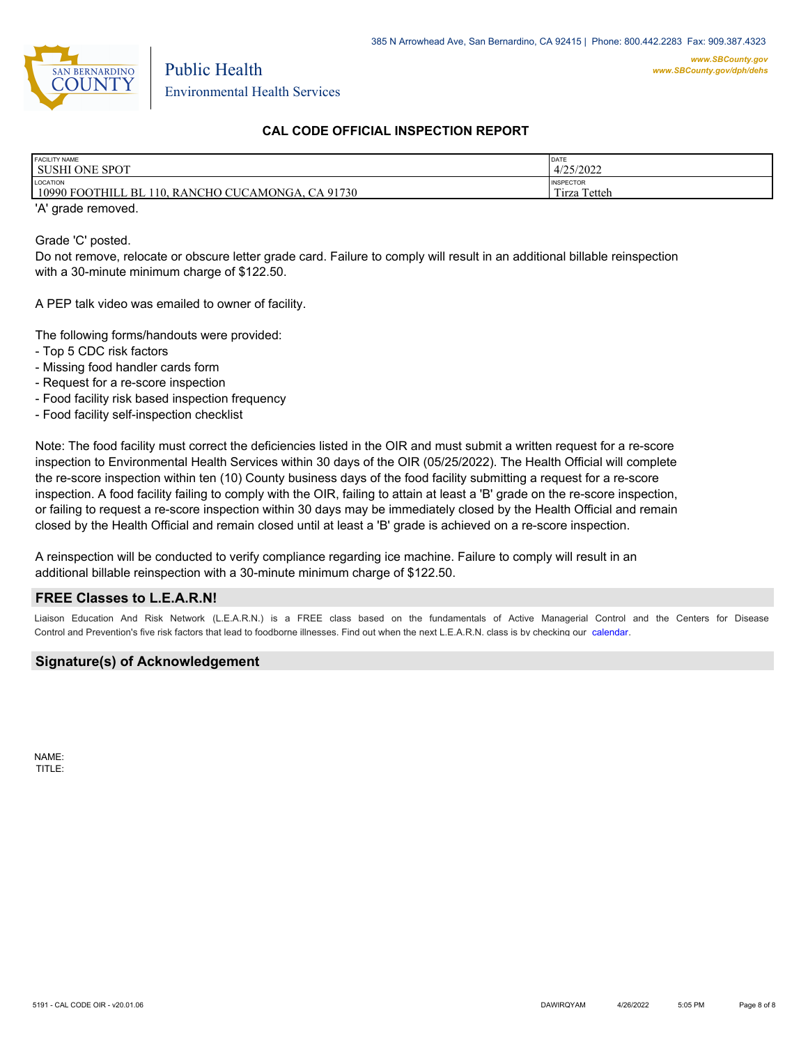385 N Arrowhead Ave, San Bernardino, CA 92415 | Phone: 800.442.2283 Fax: 909.387.4323

www.SBCounty.gov
www.SBCounty.gov/dph/dehs

Public Health
Environmental Health Services

## CAL CODE OFFICIAL INSPECTION REPORT

| FACILITY NAME | DATE |
|---|---|
| SUSHI ONE SPOT | 4/25/2022 |
| **LOCATION** | **INSPECTOR** |
| 10990 FOOTHILL BL 110, RANCHO CUCAMONGA, CA 91730 | Tirza Tetteh |

'A' grade removed.

Grade 'C' posted.
Do not remove, relocate or obscure letter grade card. Failure to comply will result in an additional billable reinspection with a 30-minute minimum charge of $122.50.

A PEP talk video was emailed to owner of facility.

The following forms/handouts were provided:
- Top 5 CDC risk factors
- Missing food handler cards form
- Request for a re-score inspection
- Food facility risk based inspection frequency
- Food facility self-inspection checklist

Note: The food facility must correct the deficiencies listed in the OIR and must submit a written request for a re-score inspection to Environmental Health Services within 30 days of the OIR (05/25/2022). The Health Official will complete the re-score inspection within ten (10) County business days of the food facility submitting a request for a re-score inspection. A food facility failing to comply with the OIR, failing to attain at least a 'B' grade on the re-score inspection, or failing to request a re-score inspection within 30 days may be immediately closed by the Health Official and remain closed by the Health Official and remain closed until at least a 'B' grade is achieved on a re-score inspection.

A reinspection will be conducted to verify compliance regarding ice machine. Failure to comply will result in an additional billable reinspection with a 30-minute minimum charge of $122.50.

## FREE Classes to L.E.A.R.N!

Liaison Education And Risk Network (L.E.A.R.N.) is a FREE class based on the fundamentals of Active Managerial Control and the Centers for Disease Control and Prevention's five risk factors that lead to foodborne illnesses. Find out when the next L.E.A.R.N. class is by checking our calendar.

## Signature(s) of Acknowledgement

NAME:
TITLE: